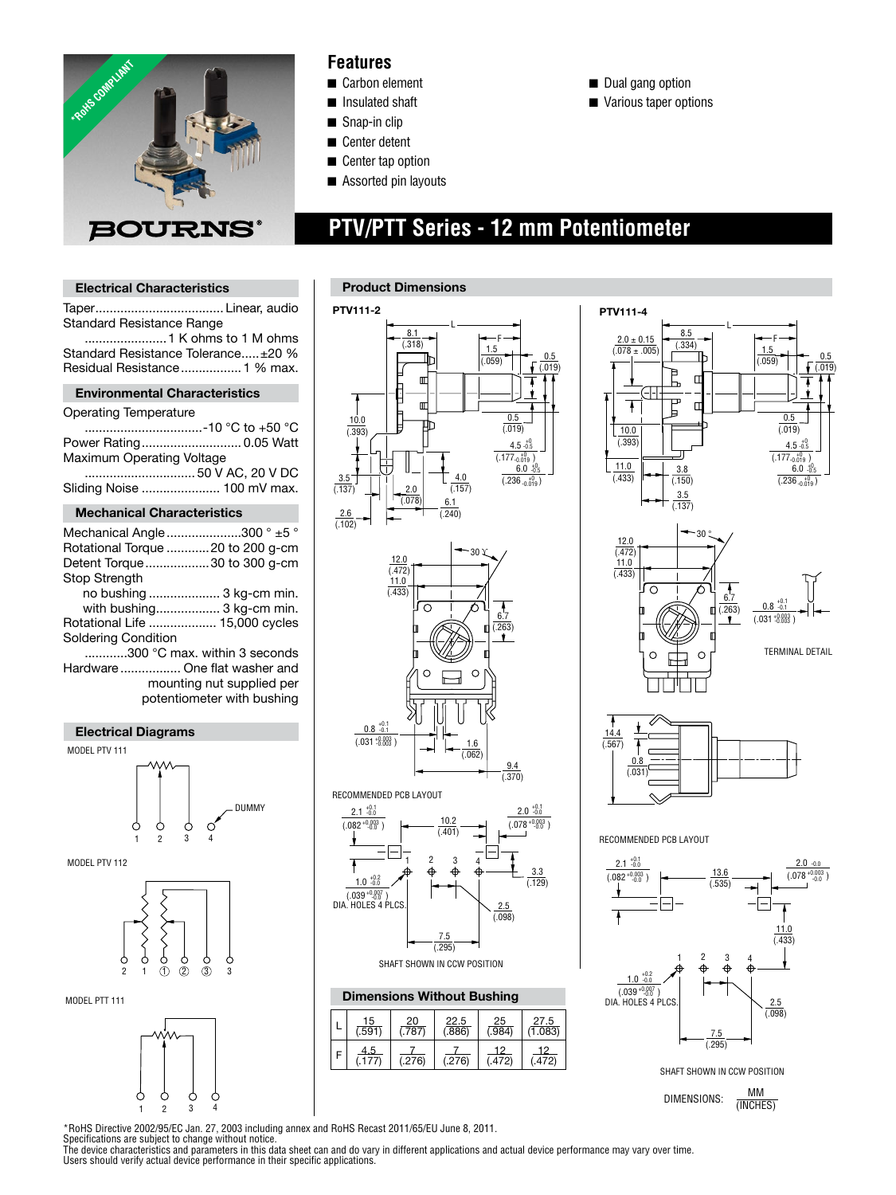*RoHS COMPLIANT

BOURNS®

## Features

- Carbon element
- Insulated shaft
- Snap-in clip
- Center detent
- Center tap option
- Assorted pin layouts
- Dual gang option
- Various taper options

# PTV/PTT Series - 12 mm Potentiometer

## Electrical Characteristics

Taper .................................... Linear, audio
Standard Resistance Range
........................1 K ohms to 1 M ohms
Standard Resistance Tolerance.....±20 %
Residual Resistance................. 1 % max.

## Environmental Characteristics

Operating Temperature
..................................-10 °C to +50 °C
Power Rating............................ 0.05 Watt
Maximum Operating Voltage
............................... 50 V AC, 20 V DC
Sliding Noise ...................... 100 mV max.

## Mechanical Characteristics

Mechanical Angle.....................300 ° ±5 °
Rotational Torque ............20 to 200 g-cm
Detent Torque..................30 to 300 g-cm
Stop Strength
no bushing .................... 3 kg-cm min.
with bushing.................. 3 kg-cm min.
Rotational Life ................... 15,000 cycles
Soldering Condition
............300 °C max. within 3 seconds
Hardware................. One flat washer and mounting nut supplied per potentiometer with bushing

## Electrical Diagrams

MODEL PTV 111 (terminals 1, 2, 3, 4 — 4: DUMMY)

MODEL PTV 112 (terminals 2, 1, ①, ②, ③, 3)

MODEL PTT 111 (terminals 1, 2, 3, 4)

## Product Dimensions

### PTV111-2

RECOMMENDED PCB LAYOUT

SHAFT SHOWN IN CCW POSITION

### PTV111-4

TERMINAL DETAIL

RECOMMENDED PCB LAYOUT

SHAFT SHOWN IN CCW POSITION

DIMENSIONS: MM (INCHES)

## Dimensions Without Bushing

| | | | | | |
|---|---|---|---|---|---|
| L | 15 (.591) | 20 (.787) | 22.5 (.886) | 25 (.984) | 27.5 (1.083) |
| F | 4.5 (.177) | 7 (.276) | 7 (.276) | 12 (.472) | 12 (.472) |

*RoHS Directive 2002/95/EC Jan. 27, 2003 including annex and RoHS Recast 2011/65/EU June 8, 2011.
Specifications are subject to change without notice.
The device characteristics and parameters in this data sheet can and do vary in different applications and actual device performance may vary over time.
Users should verify actual device performance in their specific applications.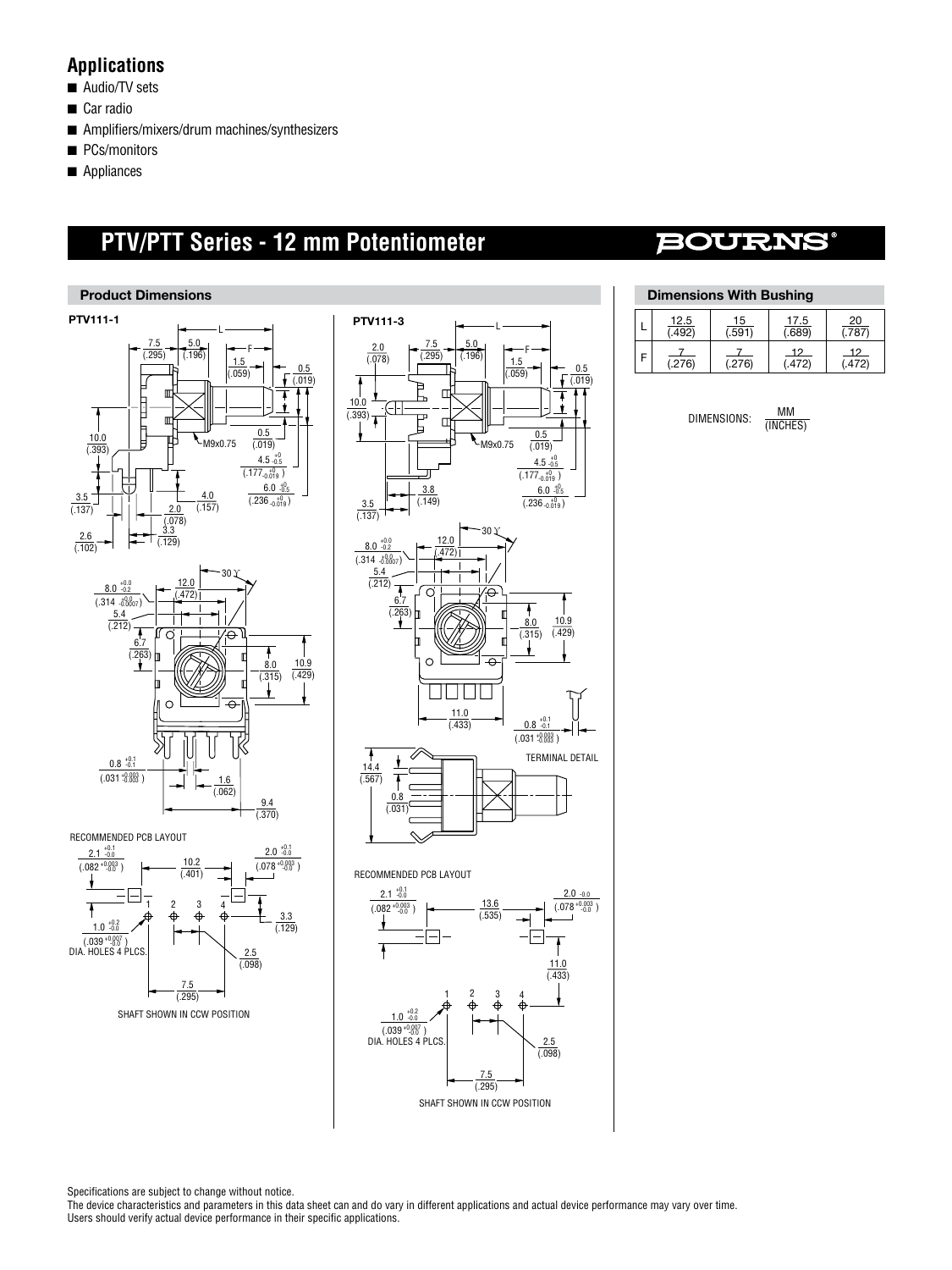## Applications

- Audio/TV sets
- Car radio
- Amplifiers/mixers/drum machines/synthesizers
- PCs/monitors
- Appliances

# PTV/PTT Series - 12 mm Potentiometer

BOURNS®

### Product Dimensions

**PTV111-1**

RECOMMENDED PCB LAYOUT

SHAFT SHOWN IN CCW POSITION

**PTV111-3**

TERMINAL DETAIL

RECOMMENDED PCB LAYOUT

SHAFT SHOWN IN CCW POSITION

### Dimensions With Bushing

| | | | | |
|---|---|---|---|---|
| L | 12.5 (.492) | 15 (.591) | 17.5 (.689) | 20 (.787) |
| F | 7 (.276) | 7 (.276) | 12 (.472) | 12 (.472) |

DIMENSIONS: MM (INCHES)

Specifications are subject to change without notice.
The device characteristics and parameters in this data sheet can and do vary in different applications and actual device performance may vary over time.
Users should verify actual device performance in their specific applications.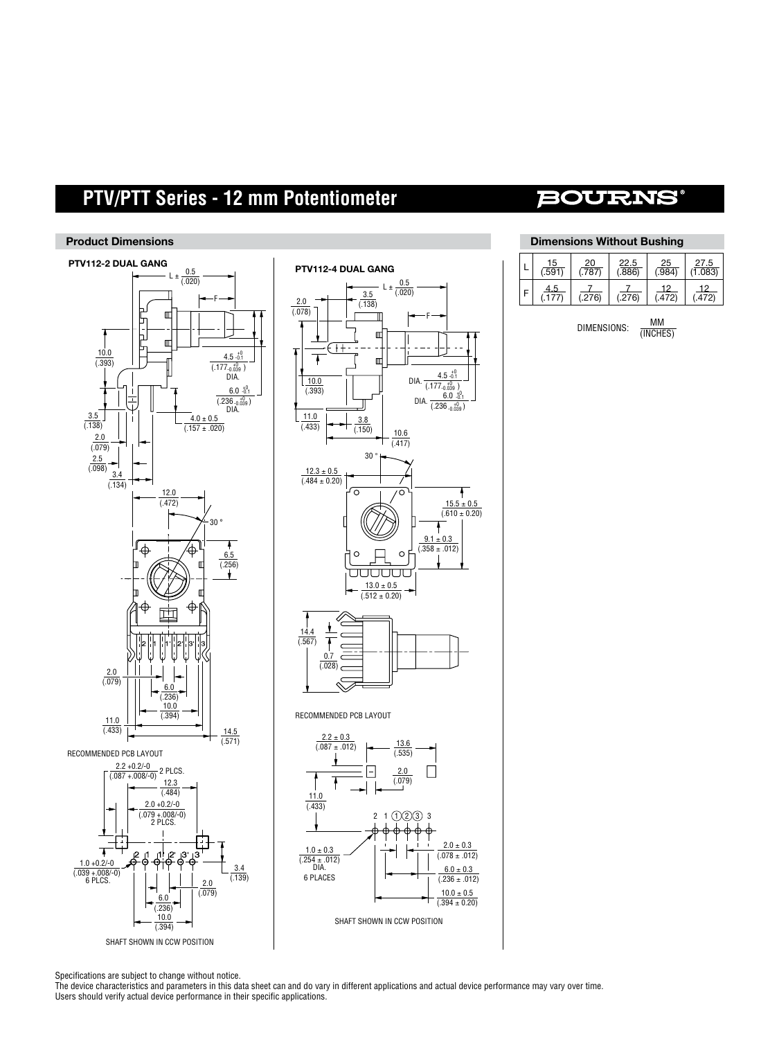# PTV/PTT Series - 12 mm Potentiometer

## Product Dimensions

### PTV112-2 DUAL GANG

L ± 0.5 (.020)

F

10.0 (.393)

4.5 $^{+0}_{-0.1}$ (.177 $^{+0}_{-0.039}$) DIA.

6.0 $^{+0}_{-0.1}$ (.236 $^{+0}_{-0.039}$) DIA.

3.5 (.138)

4.0 ± 0.5 (.157 ± .020)

2.0 (.079)

2.5 (.098)

3.4 (.134)

12.0 (.472)

30 °

6.5 (.256)

2 1 1' 2' 3' 3

2.0 (.079)

6.0 (.236)

10.0 (.394)

11.0 (.433)

14.5 (.571)

RECOMMENDED PCB LAYOUT

2.2 +0.2/-0 (.087 +.008/-0) 2 PLCS.

12.3 (.484)

2.0 +0.2/-0 (.079 +.008/-0) 2 PLCS.

1.0 +0.2/-0 (.039 +.008/-0) 6 PLCS.

2 1 1' 2' 3' 3

3.4 (.139)

2.0 (.079)

6.0 (.236)

10.0 (.394)

SHAFT SHOWN IN CCW POSITION

### PTV112-4 DUAL GANG

L ± 0.5 (.020)

3.5 (.138)

2.0 (.078)

F

10.0 (.393)

DIA. 4.5 $^{+0}_{-0.1}$ (.177 $^{+0}_{-0.039}$)

DIA. 6.0 $^{+0}_{-0.1}$ (.236 $^{+0}_{-0.039}$)

11.0 (.433)

3.8 (.150)

10.6 (.417)

30 °

12.3 ± 0.5 (.484 ± 0.20)

15.5 ± 0.5 (.610 ± 0.20)

9.1 ± 0.3 (.358 ± .012)

13.0 ± 0.5 (.512 ± 0.20)

14.4 (.567)

0.7 (.028)

RECOMMENDED PCB LAYOUT

2.2 ± 0.3 (.087 ± .012)

13.6 (.535)

2.0 (.079)

11.0 (.433)

2 1 ①②③ 3

1.0 ± 0.3 (.254 ± .012) DIA. 6 PLACES

2.0 ± 0.3 (.078 ± .012)

6.0 ± 0.3 (.236 ± .012)

10.0 ± 0.5 (.394 ± 0.20)

SHAFT SHOWN IN CCW POSITION

## Dimensions Without Bushing

| L | 15 (.591) | 20 (.787) | 22.5 (.886) | 25 (.984) | 27.5 (1.083) |
|---|---|---|---|---|---|
| F | 4.5 (.177) | 7 (.276) | 7 (.276) | 12 (.472) | 12 (.472) |

DIMENSIONS: MM / (INCHES)

Specifications are subject to change without notice.
The device characteristics and parameters in this data sheet can and do vary in different applications and actual device performance may vary over time.
Users should verify actual device performance in their specific applications.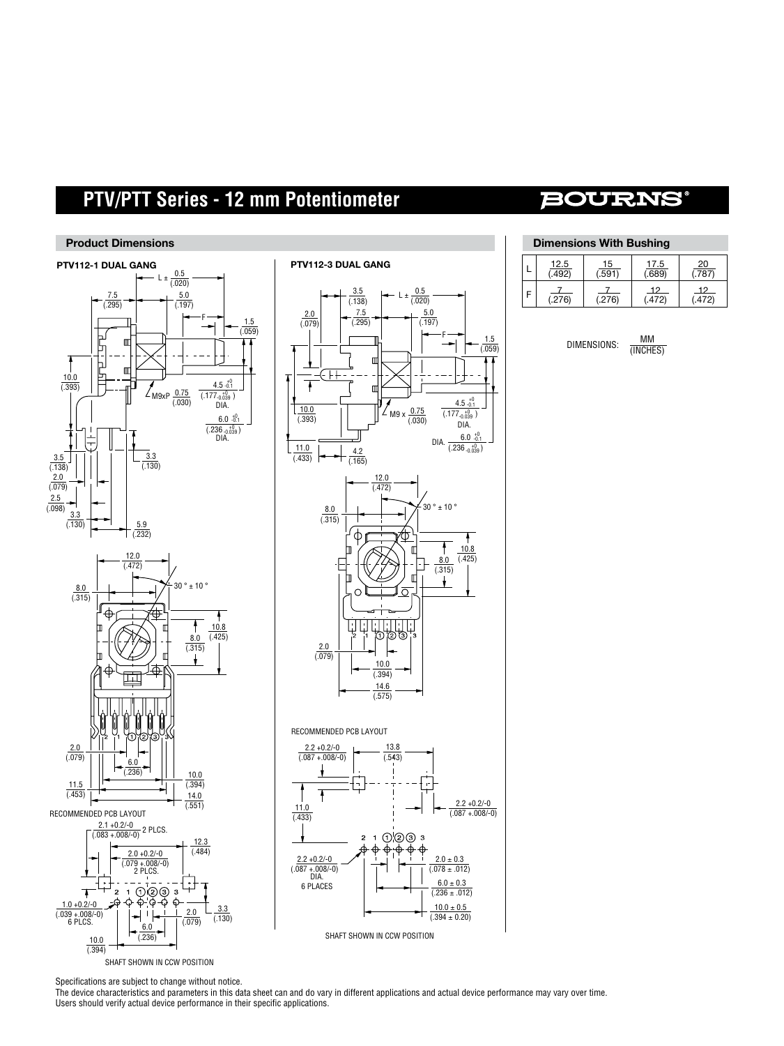# PTV/PTT Series - 12 mm Potentiometer

## Product Dimensions

### PTV112-1 DUAL GANG

L ± 0.5 (.020)

7.5 (.295) | 5.0 (.197) | F | 1.5 (.059)

10.0 (.393)

M9xP 0.75 (.030)

4.5 +0/-0.1 (.177 +0/-0.039) DIA.

6.0 +0/-0.1 (.236 +0/-0.039) DIA.

3.5 (.138) | 2.0 (.079) | 2.5 (.098) | 3.3 (.130) | 3.3 (.130) | 5.9 (.232)

12.0 (.472) | 30 ° ± 10 °

8.0 (.315) | 10.8 (.425) | 8.0 (.315)

2 1 ① ② ③ 3

2.0 (.079) | 6.0 (.236) | 11.5 (.453) | 10.0 (.394) | 14.0 (.551)

RECOMMENDED PCB LAYOUT

2.1 +0.2/-0 (.083 +.008/-0) 2 PLCS.

12.3 (.484)

2.0 +0.2/-0 (.079 +.008/-0) 2 PLCS.

2 1 ① ② ③ 3

1.0 +0.2/-0 (.039 +.008/-0) 6 PLCS.

2.0 (.079) | 3.3 (.130) | 6.0 (.236) | 10.0 (.394)

SHAFT SHOWN IN CCW POSITION

### PTV112-3 DUAL GANG

3.5 (.138) | L ± 0.5 (.020)

2.0 (.079) | 7.5 (.295) | 5.0 (.197) | F | 1.5 (.059)

10.0 (.393)

M9 x 0.75 (.030)

4.5 +0/-0.1 (.177 +0/-0.039) DIA.

DIA. 6.0 +0/-0.1 (.236 +0/-0.039)

11.0 (.433) | 4.2 (.165)

12.0 (.472) | 30 ° ± 10 °

8.0 (.315) | 10.8 (.425) | 8.0 (.315)

2 1 ① ② ③ 3

2.0 (.079) | 10.0 (.394) | 14.6 (.575)

RECOMMENDED PCB LAYOUT

2.2 +0.2/-0 (.087 +.008/-0) | 13.8 (.543)

11.0 (.433) | 2.2 +0.2/-0 (.087 +.008/-0)

2 1 ① ② ③ 3

2.2 +0.2/-0 (.087 +.008/-0) DIA. 6 PLACES

2.0 ± 0.3 (.078 ± .012)

6.0 ± 0.3 (.236 ± .012)

10.0 ± 0.5 (.394 ± 0.20)

SHAFT SHOWN IN CCW POSITION

## Dimensions With Bushing

| | | | | |
|---|---|---|---|---|
| L | 12.5 (.492) | 15 (.591) | 17.5 (.689) | 20 (.787) |
| F | 7 (.276) | 7 (.276) | 12 (.472) | 12 (.472) |

DIMENSIONS: MM (INCHES)

Specifications are subject to change without notice.
The device characteristics and parameters in this data sheet can and do vary in different applications and actual device performance may vary over time.
Users should verify actual device performance in their specific applications.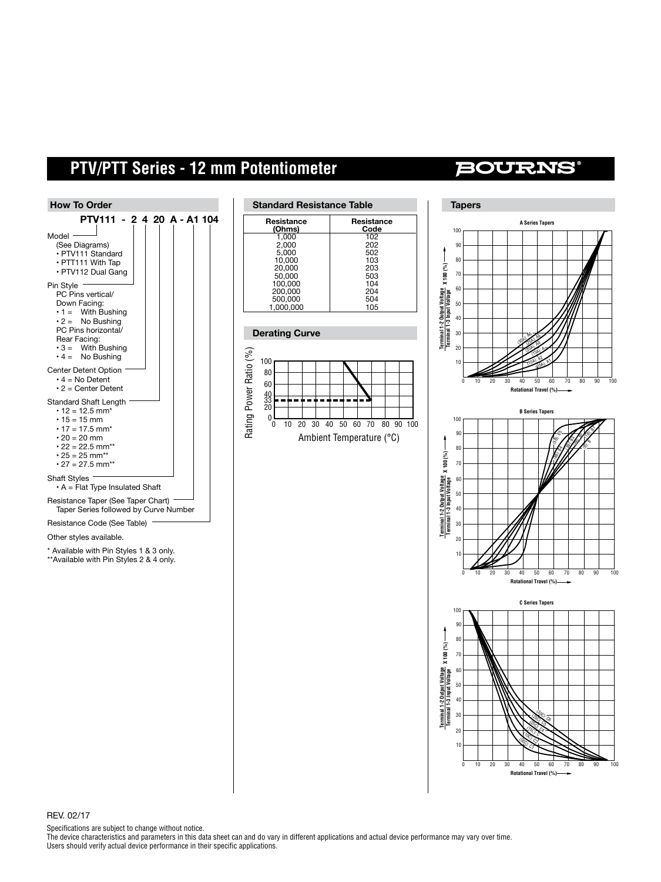# PTV/PTT Series - 12 mm Potentiometer

BOURNS®

## How To Order

**PTV111 - 2 4 20 A - A1 104**

Model
(See Diagrams)
- PTV111 Standard
- PTT111 With Tap
- PTV112 Dual Gang

Pin Style
PC Pins vertical/
Down Facing:
- 1 = With Bushing
- 2 = No Bushing

PC Pins horizontal/
Rear Facing:
- 3 = With Bushing
- 4 = No Bushing

Center Detent Option
- 4 = No Detent
- 2 = Center Detent

Standard Shaft Length
- 12 = 12.5 mm*
- 15 = 15 mm
- 17 = 17.5 mm*
- 20 = 20 mm
- 22 = 22.5 mm**
- 25 = 25 mm**
- 27 = 27.5 mm**

Shaft Styles
- A = Flat Type Insulated Shaft

Resistance Taper (See Taper Chart)
Taper Series followed by Curve Number

Resistance Code (See Table)

Other styles available.

\* Available with Pin Styles 1 & 3 only.
\*\*Available with Pin Styles 2 & 4 only.

## Standard Resistance Table

| Resistance (Ohms) | Resistance Code |
|---|---|
| 1,000 | 102 |
| 2,000 | 202 |
| 5,000 | 502 |
| 10,000 | 103 |
| 20,000 | 203 |
| 50,000 | 503 |
| 100,000 | 104 |
| 200,000 | 204 |
| 500,000 | 504 |
| 1,000,000 | 105 |

## Derating Curve

Rating Power Ratio (%)
100
80
60
40
33
20
0
0 10 20 30 40 50 60 70 80 90 100
Ambient Temperature (°C)

## Tapers

A Series Tapers
Terminal 1-2 Output Voltage / Terminal 1-3 Input Voltage X 100 (%)
Rotational Travel (%)
(30A) A6
(20A) A5
(20A) A4
(15A) A
(10A) A2
(05A) A1

B Series Tapers
Terminal 1-2 Output Voltage / Terminal 1-3 Input Voltage X 100 (%)
Rotational Travel (%)
(5S) B5
(10S) B4
(15S) B3
(20S) B2
(30S) B1
(B) B

C Series Tapers
Terminal 1-2 Output Voltage / Terminal 1-3 Input Voltage X 100 (%)
Rotational Travel (%)
(30C) C6
(20C) C5
(20C) C4
(15C) C
(10C) C2
(05C) C1

REV. 02/17

Specifications are subject to change without notice.
The device characteristics and parameters in this data sheet can and do vary in different applications and actual device performance may vary over time.
Users should verify actual device performance in their specific applications.